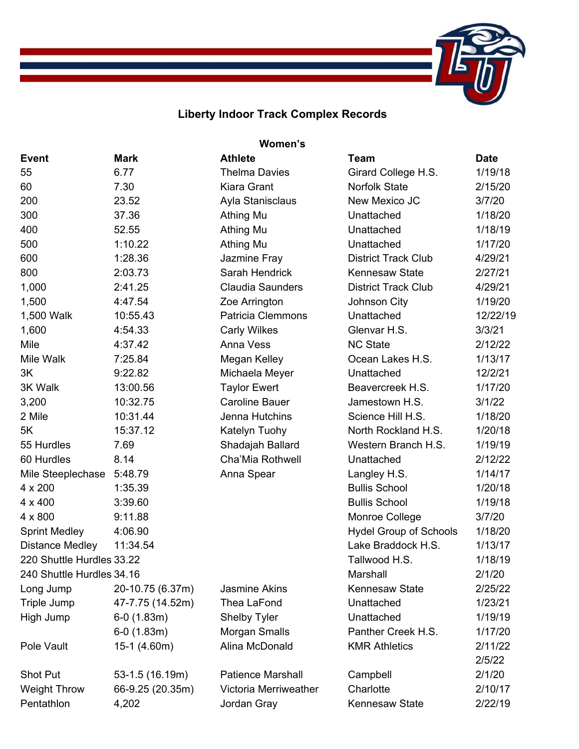# Liberty Indoor Track Complex Records

## Women's

| Event | Mark | Athlete | Team | Date |
|---|---|---|---|---|
| 55 | 6.77 | Thelma Davies | Girard College H.S. | 1/19/18 |
| 60 | 7.30 | Kiara Grant | Norfolk State | 2/15/20 |
| 200 | 23.52 | Ayla Stanisclaus | New Mexico JC | 3/7/20 |
| 300 | 37.36 | Athing Mu | Unattached | 1/18/20 |
| 400 | 52.55 | Athing Mu | Unattached | 1/18/19 |
| 500 | 1:10.22 | Athing Mu | Unattached | 1/17/20 |
| 600 | 1:28.36 | Jazmine Fray | District Track Club | 4/29/21 |
| 800 | 2:03.73 | Sarah Hendrick | Kennesaw State | 2/27/21 |
| 1,000 | 2:41.25 | Claudia Saunders | District Track Club | 4/29/21 |
| 1,500 | 4:47.54 | Zoe Arrington | Johnson City | 1/19/20 |
| 1,500 Walk | 10:55.43 | Patricia Clemmons | Unattached | 12/22/19 |
| 1,600 | 4:54.33 | Carly Wilkes | Glenvar H.S. | 3/3/21 |
| Mile | 4:37.42 | Anna Vess | NC State | 2/12/22 |
| Mile Walk | 7:25.84 | Megan Kelley | Ocean Lakes H.S. | 1/13/17 |
| 3K | 9:22.82 | Michaela Meyer | Unattached | 12/2/21 |
| 3K Walk | 13:00.56 | Taylor Ewert | Beavercreek H.S. | 1/17/20 |
| 3,200 | 10:32.75 | Caroline Bauer | Jamestown H.S. | 3/1/22 |
| 2 Mile | 10:31.44 | Jenna Hutchins | Science Hill H.S. | 1/18/20 |
| 5K | 15:37.12 | Katelyn Tuohy | North Rockland H.S. | 1/20/18 |
| 55 Hurdles | 7.69 | Shadajah Ballard | Western Branch H.S. | 1/19/19 |
| 60 Hurdles | 8.14 | Cha'Mia Rothwell | Unattached | 2/12/22 |
| Mile Steeplechase | 5:48.79 | Anna Spear | Langley H.S. | 1/14/17 |
| 4 x 200 | 1:35.39 | | Bullis School | 1/20/18 |
| 4 x 400 | 3:39.60 | | Bullis School | 1/19/18 |
| 4 x 800 | 9:11.88 | | Monroe College | 3/7/20 |
| Sprint Medley | 4:06.90 | | Hydel Group of Schools | 1/18/20 |
| Distance Medley | 11:34.54 | | Lake Braddock H.S. | 1/13/17 |
| 220 Shuttle Hurdles | 33.22 | | Tallwood H.S. | 1/18/19 |
| 240 Shuttle Hurdles | 34.16 | | Marshall | 2/1/20 |
| Long Jump | 20-10.75 (6.37m) | Jasmine Akins | Kennesaw State | 2/25/22 |
| Triple Jump | 47-7.75 (14.52m) | Thea LaFond | Unattached | 1/23/21 |
| High Jump | 6-0 (1.83m) | Shelby Tyler | Unattached | 1/19/19 |
| | 6-0 (1.83m) | Morgan Smalls | Panther Creek H.S. | 1/17/20 |
| Pole Vault | 15-1 (4.60m) | Alina McDonald | KMR Athletics | 2/11/22 |
| | | | | 2/5/22 |
| Shot Put | 53-1.5 (16.19m) | Patience Marshall | Campbell | 2/1/20 |
| Weight Throw | 66-9.25 (20.35m) | Victoria Merriweather | Charlotte | 2/10/17 |
| Pentathlon | 4,202 | Jordan Gray | Kennesaw State | 2/22/19 |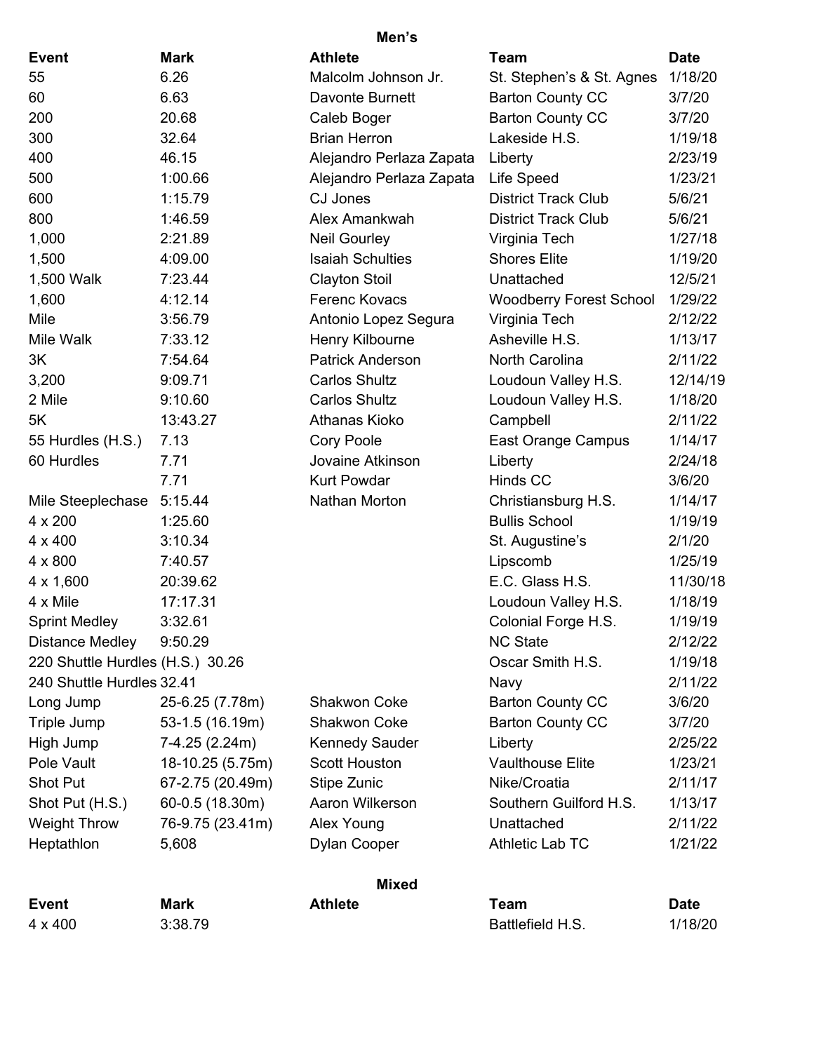## Men's

| Event | Mark | Athlete | Team | Date |
|---|---|---|---|---|
| 55 | 6.26 | Malcolm Johnson Jr. | St. Stephen's & St. Agnes | 1/18/20 |
| 60 | 6.63 | Davonte Burnett | Barton County CC | 3/7/20 |
| 200 | 20.68 | Caleb Boger | Barton County CC | 3/7/20 |
| 300 | 32.64 | Brian Herron | Lakeside H.S. | 1/19/18 |
| 400 | 46.15 | Alejandro Perlaza Zapata | Liberty | 2/23/19 |
| 500 | 1:00.66 | Alejandro Perlaza Zapata | Life Speed | 1/23/21 |
| 600 | 1:15.79 | CJ Jones | District Track Club | 5/6/21 |
| 800 | 1:46.59 | Alex Amankwah | District Track Club | 5/6/21 |
| 1,000 | 2:21.89 | Neil Gourley | Virginia Tech | 1/27/18 |
| 1,500 | 4:09.00 | Isaiah Schulties | Shores Elite | 1/19/20 |
| 1,500 Walk | 7:23.44 | Clayton Stoil | Unattached | 12/5/21 |
| 1,600 | 4:12.14 | Ferenc Kovacs | Woodberry Forest School | 1/29/22 |
| Mile | 3:56.79 | Antonio Lopez Segura | Virginia Tech | 2/12/22 |
| Mile Walk | 7:33.12 | Henry Kilbourne | Asheville H.S. | 1/13/17 |
| 3K | 7:54.64 | Patrick Anderson | North Carolina | 2/11/22 |
| 3,200 | 9:09.71 | Carlos Shultz | Loudoun Valley H.S. | 12/14/19 |
| 2 Mile | 9:10.60 | Carlos Shultz | Loudoun Valley H.S. | 1/18/20 |
| 5K | 13:43.27 | Athanas Kioko | Campbell | 2/11/22 |
| 55 Hurdles (H.S.) | 7.13 | Cory Poole | East Orange Campus | 1/14/17 |
| 60 Hurdles | 7.71 | Jovaine Atkinson | Liberty | 2/24/18 |
| | 7.71 | Kurt Powdar | Hinds CC | 3/6/20 |
| Mile Steeplechase | 5:15.44 | Nathan Morton | Christiansburg H.S. | 1/14/17 |
| 4 x 200 | 1:25.60 | | Bullis School | 1/19/19 |
| 4 x 400 | 3:10.34 | | St. Augustine's | 2/1/20 |
| 4 x 800 | 7:40.57 | | Lipscomb | 1/25/19 |
| 4 x 1,600 | 20:39.62 | | E.C. Glass H.S. | 11/30/18 |
| 4 x Mile | 17:17.31 | | Loudoun Valley H.S. | 1/18/19 |
| Sprint Medley | 3:32.61 | | Colonial Forge H.S. | 1/19/19 |
| Distance Medley | 9:50.29 | | NC State | 2/12/22 |
| 220 Shuttle Hurdles (H.S.) | 30.26 | | Oscar Smith H.S. | 1/19/18 |
| 240 Shuttle Hurdles | 32.41 | | Navy | 2/11/22 |
| Long Jump | 25-6.25 (7.78m) | Shakwon Coke | Barton County CC | 3/6/20 |
| Triple Jump | 53-1.5 (16.19m) | Shakwon Coke | Barton County CC | 3/7/20 |
| High Jump | 7-4.25 (2.24m) | Kennedy Sauder | Liberty | 2/25/22 |
| Pole Vault | 18-10.25 (5.75m) | Scott Houston | Vaulthouse Elite | 1/23/21 |
| Shot Put | 67-2.75 (20.49m) | Stipe Zunic | Nike/Croatia | 2/11/17 |
| Shot Put (H.S.) | 60-0.5 (18.30m) | Aaron Wilkerson | Southern Guilford H.S. | 1/13/17 |
| Weight Throw | 76-9.75 (23.41m) | Alex Young | Unattached | 2/11/22 |
| Heptathlon | 5,608 | Dylan Cooper | Athletic Lab TC | 1/21/22 |

## Mixed

| Event | Mark | Athlete | Team | Date |
|---|---|---|---|---|
| 4 x 400 | 3:38.79 | | Battlefield H.S. | 1/18/20 |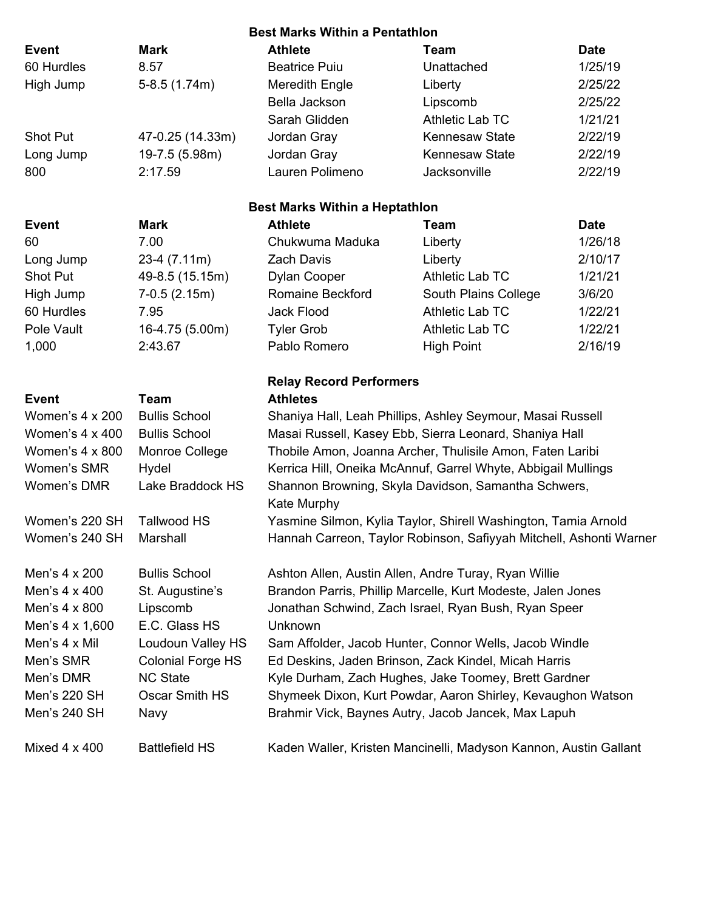## Best Marks Within a Pentathlon

| Event | Mark | Athlete | Team | Date |
|---|---|---|---|---|
| 60 Hurdles | 8.57 | Beatrice Puiu | Unattached | 1/25/19 |
| High Jump | 5-8.5 (1.74m) | Meredith Engle | Liberty | 2/25/22 |
| | | Bella Jackson | Lipscomb | 2/25/22 |
| | | Sarah Glidden | Athletic Lab TC | 1/21/21 |
| Shot Put | 47-0.25 (14.33m) | Jordan Gray | Kennesaw State | 2/22/19 |
| Long Jump | 19-7.5 (5.98m) | Jordan Gray | Kennesaw State | 2/22/19 |
| 800 | 2:17.59 | Lauren Polimeno | Jacksonville | 2/22/19 |

## Best Marks Within a Heptathlon

| Event | Mark | Athlete | Team | Date |
|---|---|---|---|---|
| 60 | 7.00 | Chukwuma Maduka | Liberty | 1/26/18 |
| Long Jump | 23-4 (7.11m) | Zach Davis | Liberty | 2/10/17 |
| Shot Put | 49-8.5 (15.15m) | Dylan Cooper | Athletic Lab TC | 1/21/21 |
| High Jump | 7-0.5 (2.15m) | Romaine Beckford | South Plains College | 3/6/20 |
| 60 Hurdles | 7.95 | Jack Flood | Athletic Lab TC | 1/22/21 |
| Pole Vault | 16-4.75 (5.00m) | Tyler Grob | Athletic Lab TC | 1/22/21 |
| 1,000 | 2:43.67 | Pablo Romero | High Point | 2/16/19 |

## Relay Record Performers

| Event | Team | Athletes |
|---|---|---|
| Women's 4 x 200 | Bullis School | Shaniya Hall, Leah Phillips, Ashley Seymour, Masai Russell |
| Women's 4 x 400 | Bullis School | Masai Russell, Kasey Ebb, Sierra Leonard, Shaniya Hall |
| Women's 4 x 800 | Monroe College | Thobile Amon, Joanna Archer, Thulisile Amon, Faten Laribi |
| Women's SMR | Hydel | Kerrica Hill, Oneika McAnnuf, Garrel Whyte, Abbigail Mullings |
| Women's DMR | Lake Braddock HS | Shannon Browning, Skyla Davidson, Samantha Schwers, Kate Murphy |
| Women's 220 SH | Tallwood HS | Yasmine Silmon, Kylia Taylor, Shirell Washington, Tamia Arnold |
| Women's 240 SH | Marshall | Hannah Carreon, Taylor Robinson, Safiyyah Mitchell, Ashonti Warner |
| Men's 4 x 200 | Bullis School | Ashton Allen, Austin Allen, Andre Turay, Ryan Willie |
| Men's 4 x 400 | St. Augustine's | Brandon Parris, Phillip Marcelle, Kurt Modeste, Jalen Jones |
| Men's 4 x 800 | Lipscomb | Jonathan Schwind, Zach Israel, Ryan Bush, Ryan Speer |
| Men's 4 x 1,600 | E.C. Glass HS | Unknown |
| Men's 4 x Mil | Loudoun Valley HS | Sam Affolder, Jacob Hunter, Connor Wells, Jacob Windle |
| Men's SMR | Colonial Forge HS | Ed Deskins, Jaden Brinson, Zack Kindel, Micah Harris |
| Men's DMR | NC State | Kyle Durham, Zach Hughes, Jake Toomey, Brett Gardner |
| Men's 220 SH | Oscar Smith HS | Shymeek Dixon, Kurt Powdar, Aaron Shirley, Kevaughon Watson |
| Men's 240 SH | Navy | Brahmir Vick, Baynes Autry, Jacob Jancek, Max Lapuh |
| Mixed 4 x 400 | Battlefield HS | Kaden Waller, Kristen Mancinelli, Madyson Kannon, Austin Gallant |